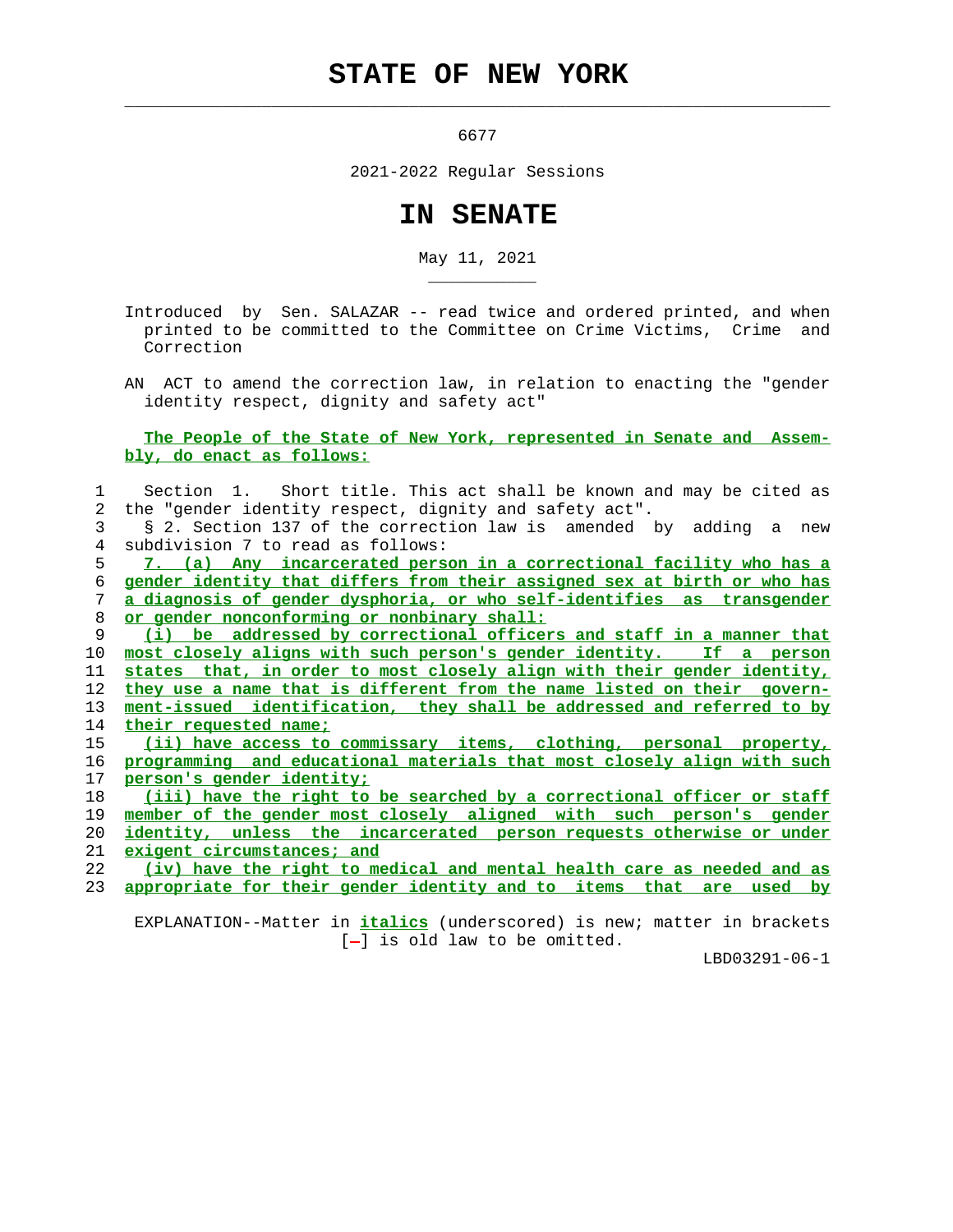# STATE OF NEW YORK

6677

2021-2022 Regular Sessions

# IN SENATE

May 11, 2021

Introduced by Sen. SALAZAR -- read twice and ordered printed, and when printed to be committed to the Committee on Crime Victims, Crime and Correction

AN ACT to amend the correction law, in relation to enacting the "gender identity respect, dignity and safety act"

**The People of the State of New York, represented in Senate and Assembly, do enact as follows:**

1 Section 1. Short title. This act shall be known and may be cited as
2 the "gender identity respect, dignity and safety act".
3 § 2. Section 137 of the correction law is amended by adding a new
4 subdivision 7 to read as follows:
5 7. (a) Any incarcerated person in a correctional facility who has a
6 gender identity that differs from their assigned sex at birth or who has
7 a diagnosis of gender dysphoria, or who self-identifies as transgender
8 or gender nonconforming or nonbinary shall:
9 (i) be addressed by correctional officers and staff in a manner that
10 most closely aligns with such person's gender identity. If a person
11 states that, in order to most closely align with their gender identity,
12 they use a name that is different from the name listed on their govern-
13 ment-issued identification, they shall be addressed and referred to by
14 their requested name;
15 (ii) have access to commissary items, clothing, personal property,
16 programming and educational materials that most closely align with such
17 person's gender identity;
18 (iii) have the right to be searched by a correctional officer or staff
19 member of the gender most closely aligned with such person's gender
20 identity, unless the incarcerated person requests otherwise or under
21 exigent circumstances; and
22 (iv) have the right to medical and mental health care as needed and as
23 appropriate for their gender identity and to items that are used by

EXPLANATION--Matter in *italics* (underscored) is new; matter in brackets [-] is old law to be omitted.

LBD03291-06-1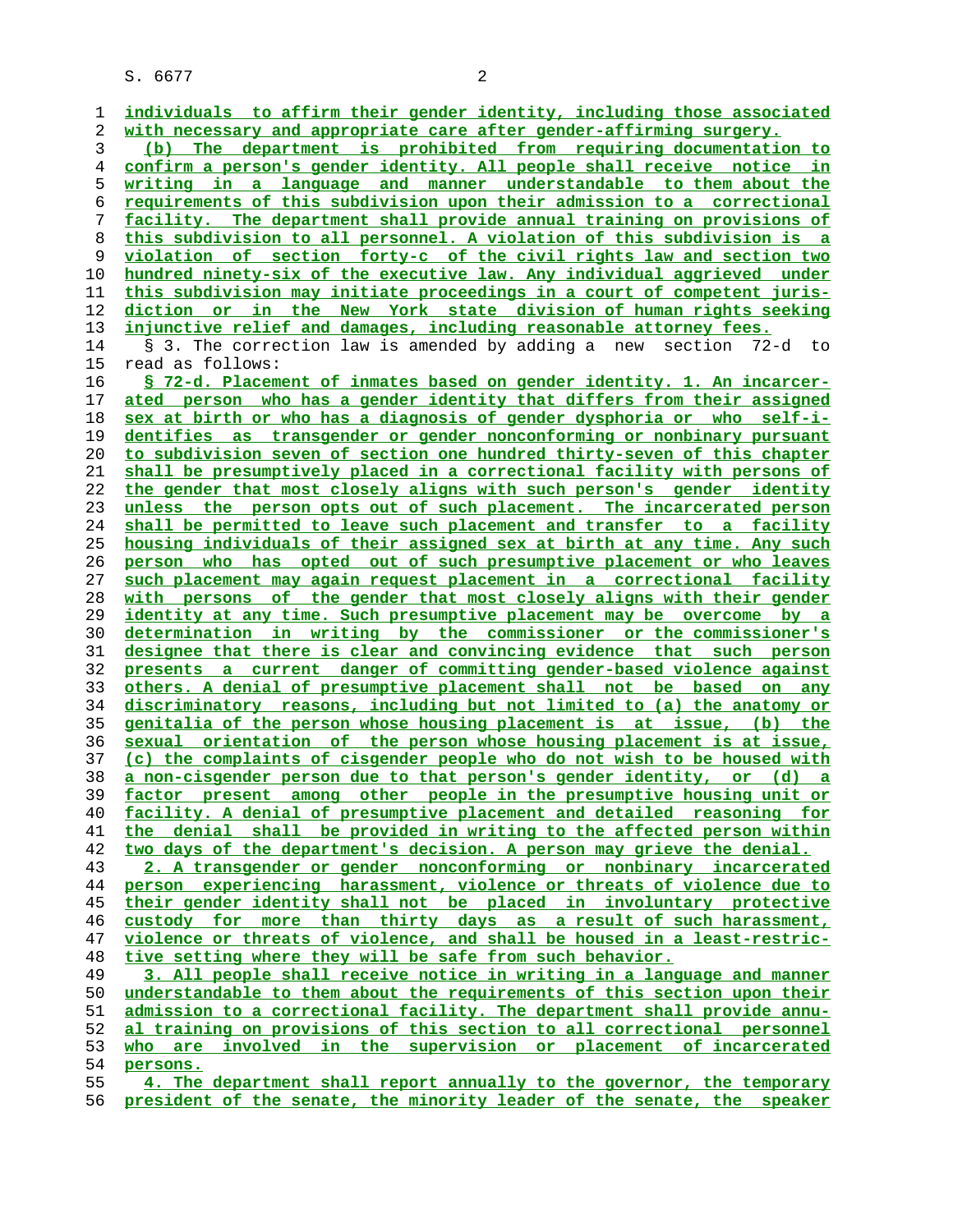individuals to affirm their gender identity, including those associated with necessary and appropriate care after gender-affirming surgery.

(b) The department is prohibited from requiring documentation to confirm a person's gender identity. All people shall receive notice in writing in a language and manner understandable to them about the requirements of this subdivision upon their admission to a correctional facility. The department shall provide annual training on provisions of this subdivision to all personnel. A violation of this subdivision is a violation of section forty-c of the civil rights law and section two hundred ninety-six of the executive law. Any individual aggrieved under this subdivision may initiate proceedings in a court of competent jurisdiction or in the New York state division of human rights seeking injunctive relief and damages, including reasonable attorney fees.

§ 3. The correction law is amended by adding a new section 72-d to read as follows:

§ 72-d. Placement of inmates based on gender identity. 1. An incarcerated person who has a gender identity that differs from their assigned sex at birth or who has a diagnosis of gender dysphoria or who self-identifies as transgender or gender nonconforming or nonbinary pursuant to subdivision seven of section one hundred thirty-seven of this chapter shall be presumptively placed in a correctional facility with persons of the gender that most closely aligns with such person's gender identity unless the person opts out of such placement. The incarcerated person shall be permitted to leave such placement and transfer to a facility housing individuals of their assigned sex at birth at any time. Any such person who has opted out of such presumptive placement or who leaves such placement may again request placement in a correctional facility with persons of the gender that most closely aligns with their gender identity at any time. Such presumptive placement may be overcome by a determination in writing by the commissioner or the commissioner's designee that there is clear and convincing evidence that such person presents a current danger of committing gender-based violence against others. A denial of presumptive placement shall not be based on any discriminatory reasons, including but not limited to (a) the anatomy or genitalia of the person whose housing placement is at issue, (b) the sexual orientation of the person whose housing placement is at issue, (c) the complaints of cisgender people who do not wish to be housed with a non-cisgender person due to that person's gender identity, or (d) a factor present among other people in the presumptive housing unit or facility. A denial of presumptive placement and detailed reasoning for the denial shall be provided in writing to the affected person within two days of the department's decision. A person may grieve the denial.

2. A transgender or gender nonconforming or nonbinary incarcerated person experiencing harassment, violence or threats of violence due to their gender identity shall not be placed in involuntary protective custody for more than thirty days as a result of such harassment, violence or threats of violence, and shall be housed in a least-restrictive setting where they will be safe from such behavior.

3. All people shall receive notice in writing in a language and manner understandable to them about the requirements of this section upon their admission to a correctional facility. The department shall provide annual training on provisions of this section to all correctional personnel who are involved in the supervision or placement of incarcerated persons.

4. The department shall report annually to the governor, the temporary president of the senate, the minority leader of the senate, the speaker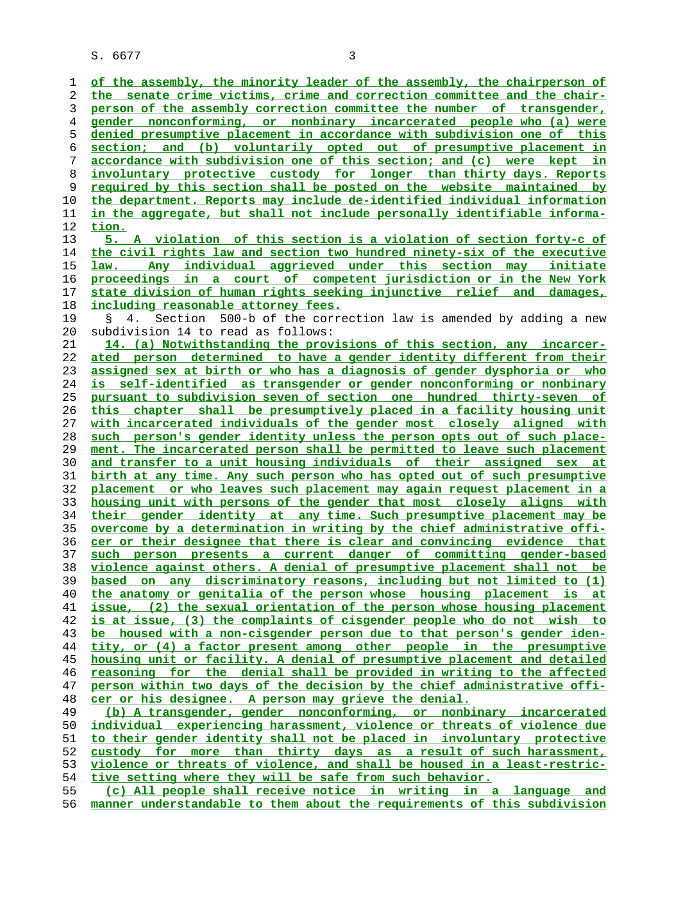of the assembly, the minority leader of the assembly, the chairperson of the senate crime victims, crime and correction committee and the chairperson of the assembly correction committee the number of transgender, gender nonconforming, or nonbinary incarcerated people who (a) were denied presumptive placement in accordance with subdivision one of this section; and (b) voluntarily opted out of presumptive placement in accordance with subdivision one of this section; and (c) were kept in involuntary protective custody for longer than thirty days. Reports required by this section shall be posted on the website maintained by the department. Reports may include de-identified individual information in the aggregate, but shall not include personally identifiable information.

5. A violation of this section is a violation of section forty-c of the civil rights law and section two hundred ninety-six of the executive law. Any individual aggrieved under this section may initiate proceedings in a court of competent jurisdiction or in the New York state division of human rights seeking injunctive relief and damages, including reasonable attorney fees.

§ 4. Section 500-b of the correction law is amended by adding a new subdivision 14 to read as follows:

14. (a) Notwithstanding the provisions of this section, any incarcerated person determined to have a gender identity different from their assigned sex at birth or who has a diagnosis of gender dysphoria or who is self-identified as transgender or gender nonconforming or nonbinary pursuant to subdivision seven of section one hundred thirty-seven of this chapter shall be presumptively placed in a facility housing unit with incarcerated individuals of the gender most closely aligned with such person's gender identity unless the person opts out of such placement. The incarcerated person shall be permitted to leave such placement and transfer to a unit housing individuals of their assigned sex at birth at any time. Any such person who has opted out of such presumptive placement or who leaves such placement may again request placement in a housing unit with persons of the gender that most closely aligns with their gender identity at any time. Such presumptive placement may be overcome by a determination in writing by the chief administrative officer or their designee that there is clear and convincing evidence that such person presents a current danger of committing gender-based violence against others. A denial of presumptive placement shall not be based on any discriminatory reasons, including but not limited to (1) the anatomy or genitalia of the person whose housing placement is at issue, (2) the sexual orientation of the person whose housing placement is at issue, (3) the complaints of cisgender people who do not wish to be housed with a non-cisgender person due to that person's gender identity, or (4) a factor present among other people in the presumptive housing unit or facility. A denial of presumptive placement and detailed reasoning for the denial shall be provided in writing to the affected person within two days of the decision by the chief administrative officer or his designee. A person may grieve the denial.

(b) A transgender, gender nonconforming, or nonbinary incarcerated individual experiencing harassment, violence or threats of violence due to their gender identity shall not be placed in involuntary protective custody for more than thirty days as a result of such harassment, violence or threats of violence, and shall be housed in a least-restrictive setting where they will be safe from such behavior.

(c) All people shall receive notice in writing in a language and manner understandable to them about the requirements of this subdivision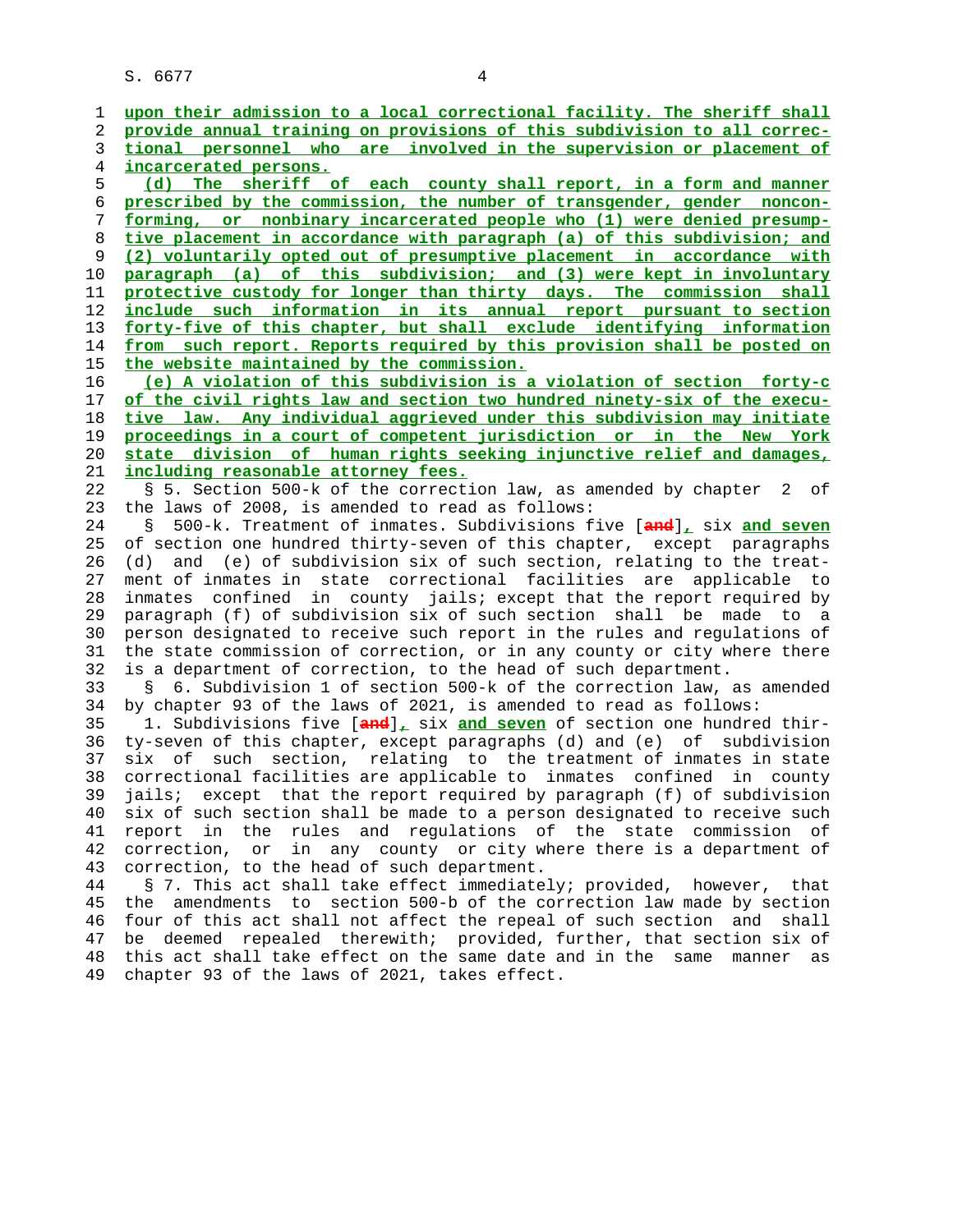upon their admission to a local correctional facility. The sheriff shall provide annual training on provisions of this subdivision to all correctional personnel who are involved in the supervision or placement of incarcerated persons.

(d) The sheriff of each county shall report, in a form and manner prescribed by the commission, the number of transgender, gender nonconforming, or nonbinary incarcerated people who (1) were denied presumptive placement in accordance with paragraph (a) of this subdivision; and (2) voluntarily opted out of presumptive placement in accordance with paragraph (a) of this subdivision; and (3) were kept in involuntary protective custody for longer than thirty days. The commission shall include such information in its annual report pursuant to section forty-five of this chapter, but shall exclude identifying information from such report. Reports required by this provision shall be posted on the website maintained by the commission.

(e) A violation of this subdivision is a violation of section forty-c of the civil rights law and section two hundred ninety-six of the executive law. Any individual aggrieved under this subdivision may initiate proceedings in a court of competent jurisdiction or in the New York state division of human rights seeking injunctive relief and damages, including reasonable attorney fees.

§ 5. Section 500-k of the correction law, as amended by chapter 2 of the laws of 2008, is amended to read as follows:

§ 500-k. Treatment of inmates. Subdivisions five [and], six and seven of section one hundred thirty-seven of this chapter, except paragraphs (d) and (e) of subdivision six of such section, relating to the treatment of inmates in state correctional facilities are applicable to inmates confined in county jails; except that the report required by paragraph (f) of subdivision six of such section shall be made to a person designated to receive such report in the rules and regulations of the state commission of correction, or in any county or city where there is a department of correction, to the head of such department.

§ 6. Subdivision 1 of section 500-k of the correction law, as amended by chapter 93 of the laws of 2021, is amended to read as follows:

1. Subdivisions five [and], six and seven of section one hundred thirty-seven of this chapter, except paragraphs (d) and (e) of subdivision six of such section, relating to the treatment of inmates in state correctional facilities are applicable to inmates confined in county jails; except that the report required by paragraph (f) of subdivision six of such section shall be made to a person designated to receive such report in the rules and regulations of the state commission of correction, or in any county or city where there is a department of correction, to the head of such department.

§ 7. This act shall take effect immediately; provided, however, that the amendments to section 500-b of the correction law made by section four of this act shall not affect the repeal of such section and shall be deemed repealed therewith; provided, further, that section six of this act shall take effect on the same date and in the same manner as chapter 93 of the laws of 2021, takes effect.